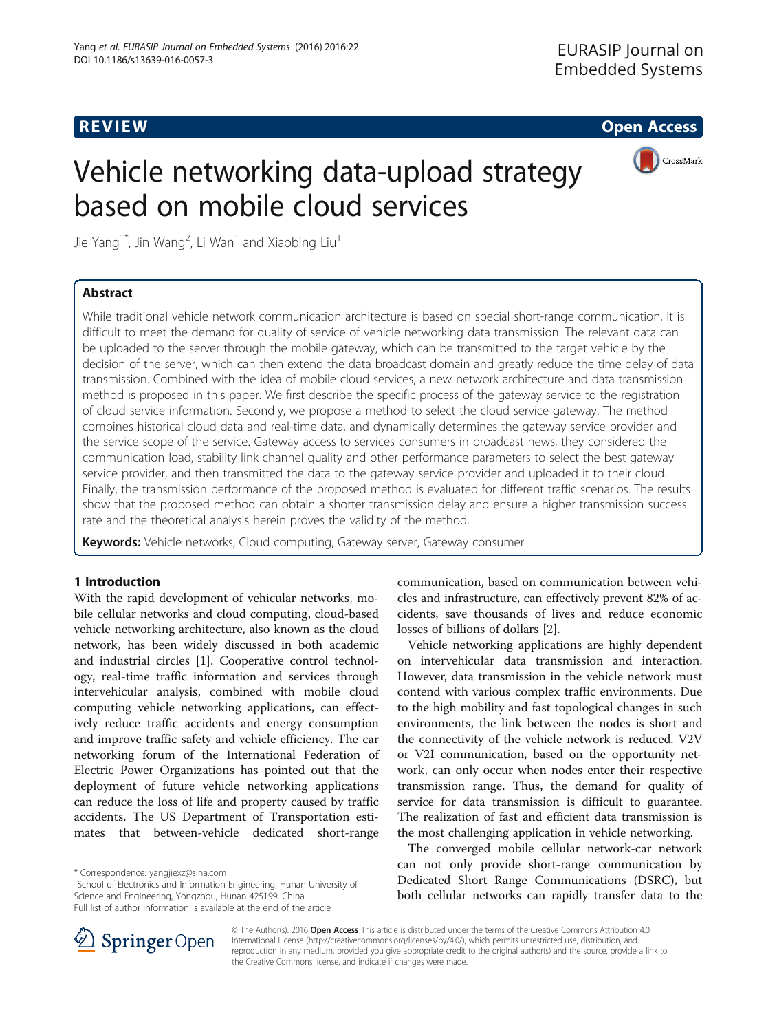REVIEW

Open Access

# Vehicle networking data-upload strategy based on mobile cloud services

Jie Yang[1*], Jin Wang[2], Li Wan[1] and Xiaobing Liu[1]

## Abstract

While traditional vehicle network communication architecture is based on special short-range communication, it is difficult to meet the demand for quality of service of vehicle networking data transmission. The relevant data can be uploaded to the server through the mobile gateway, which can be transmitted to the target vehicle by the decision of the server, which can then extend the data broadcast domain and greatly reduce the time delay of data transmission. Combined with the idea of mobile cloud services, a new network architecture and data transmission method is proposed in this paper. We first describe the specific process of the gateway service to the registration of cloud service information. Secondly, we propose a method to select the cloud service gateway. The method combines historical cloud data and real-time data, and dynamically determines the gateway service provider and the service scope of the service. Gateway access to services consumers in broadcast news, they considered the communication load, stability link channel quality and other performance parameters to select the best gateway service provider, and then transmitted the data to the gateway service provider and uploaded it to their cloud. Finally, the transmission performance of the proposed method is evaluated for different traffic scenarios. The results show that the proposed method can obtain a shorter transmission delay and ensure a higher transmission success rate and the theoretical analysis herein proves the validity of the method.

**Keywords:** Vehicle networks, Cloud computing, Gateway server, Gateway consumer

## 1 Introduction

With the rapid development of vehicular networks, mobile cellular networks and cloud computing, cloud-based vehicle networking architecture, also known as the cloud network, has been widely discussed in both academic and industrial circles [1]. Cooperative control technology, real-time traffic information and services through intervehicular analysis, combined with mobile cloud computing vehicle networking applications, can effectively reduce traffic accidents and energy consumption and improve traffic safety and vehicle efficiency. The car networking forum of the International Federation of Electric Power Organizations has pointed out that the deployment of future vehicle networking applications can reduce the loss of life and property caused by traffic accidents. The US Department of Transportation estimates that between-vehicle dedicated short-range communication, based on communication between vehicles and infrastructure, can effectively prevent 82% of accidents, save thousands of lives and reduce economic losses of billions of dollars [2].

Vehicle networking applications are highly dependent on intervehicular data transmission and interaction. However, data transmission in the vehicle network must contend with various complex traffic environments. Due to the high mobility and fast topological changes in such environments, the link between the nodes is short and the connectivity of the vehicle network is reduced. V2V or V2I communication, based on the opportunity network, can only occur when nodes enter their respective transmission range. Thus, the demand for quality of service for data transmission is difficult to guarantee. The realization of fast and efficient data transmission is the most challenging application in vehicle networking.

The converged mobile cellular network-car network can not only provide short-range communication by Dedicated Short Range Communications (DSRC), but both cellular networks can rapidly transfer data to the

\* Correspondence: yangjiexz@sina.com

[1]School of Electronics and Information Engineering, Hunan University of Science and Engineering, Yongzhou, Hunan 425199, China

Full list of author information is available at the end of the article

© The Author(s). 2016 **Open Access** This article is distributed under the terms of the Creative Commons Attribution 4.0 International License (http://creativecommons.org/licenses/by/4.0/), which permits unrestricted use, distribution, and reproduction in any medium, provided you give appropriate credit to the original author(s) and the source, provide a link to the Creative Commons license, and indicate if changes were made.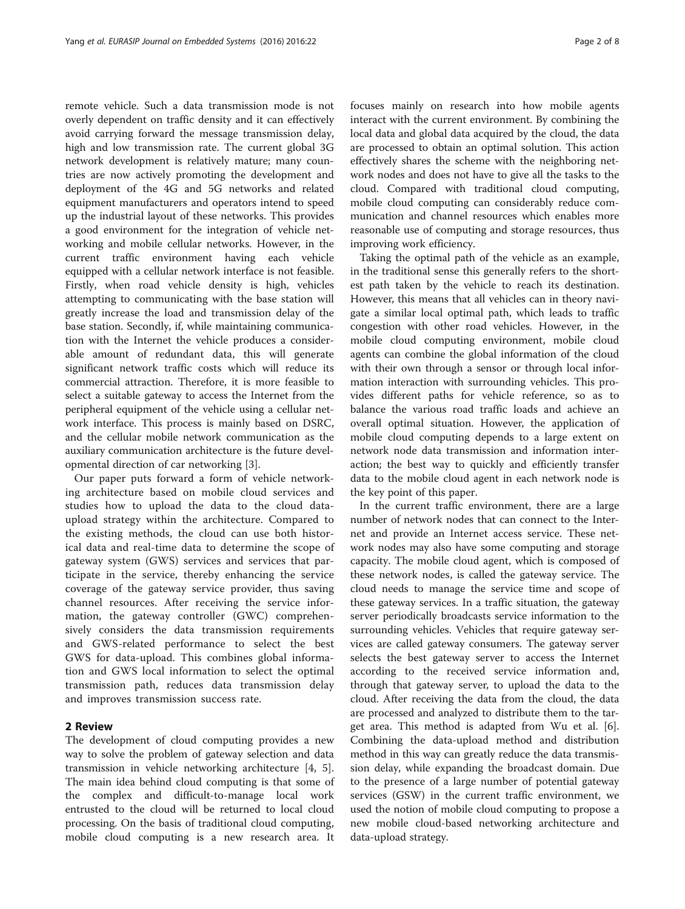remote vehicle. Such a data transmission mode is not overly dependent on traffic density and it can effectively avoid carrying forward the message transmission delay, high and low transmission rate. The current global 3G network development is relatively mature; many countries are now actively promoting the development and deployment of the 4G and 5G networks and related equipment manufacturers and operators intend to speed up the industrial layout of these networks. This provides a good environment for the integration of vehicle networking and mobile cellular networks. However, in the current traffic environment having each vehicle equipped with a cellular network interface is not feasible. Firstly, when road vehicle density is high, vehicles attempting to communicating with the base station will greatly increase the load and transmission delay of the base station. Secondly, if, while maintaining communication with the Internet the vehicle produces a considerable amount of redundant data, this will generate significant network traffic costs which will reduce its commercial attraction. Therefore, it is more feasible to select a suitable gateway to access the Internet from the peripheral equipment of the vehicle using a cellular network interface. This process is mainly based on DSRC, and the cellular mobile network communication as the auxiliary communication architecture is the future developmental direction of car networking [3].

Our paper puts forward a form of vehicle networking architecture based on mobile cloud services and studies how to upload the data to the cloud data-upload strategy within the architecture. Compared to the existing methods, the cloud can use both historical data and real-time data to determine the scope of gateway system (GWS) services and services that participate in the service, thereby enhancing the service coverage of the gateway service provider, thus saving channel resources. After receiving the service information, the gateway controller (GWC) comprehensively considers the data transmission requirements and GWS-related performance to select the best GWS for data-upload. This combines global information and GWS local information to select the optimal transmission path, reduces data transmission delay and improves transmission success rate.

## 2 Review

The development of cloud computing provides a new way to solve the problem of gateway selection and data transmission in vehicle networking architecture [4, 5]. The main idea behind cloud computing is that some of the complex and difficult-to-manage local work entrusted to the cloud will be returned to local cloud processing. On the basis of traditional cloud computing, mobile cloud computing is a new research area. It focuses mainly on research into how mobile agents interact with the current environment. By combining the local data and global data acquired by the cloud, the data are processed to obtain an optimal solution. This action effectively shares the scheme with the neighboring network nodes and does not have to give all the tasks to the cloud. Compared with traditional cloud computing, mobile cloud computing can considerably reduce communication and channel resources which enables more reasonable use of computing and storage resources, thus improving work efficiency.

Taking the optimal path of the vehicle as an example, in the traditional sense this generally refers to the shortest path taken by the vehicle to reach its destination. However, this means that all vehicles can in theory navigate a similar local optimal path, which leads to traffic congestion with other road vehicles. However, in the mobile cloud computing environment, mobile cloud agents can combine the global information of the cloud with their own through a sensor or through local information interaction with surrounding vehicles. This provides different paths for vehicle reference, so as to balance the various road traffic loads and achieve an overall optimal situation. However, the application of mobile cloud computing depends to a large extent on network node data transmission and information interaction; the best way to quickly and efficiently transfer data to the mobile cloud agent in each network node is the key point of this paper.

In the current traffic environment, there are a large number of network nodes that can connect to the Internet and provide an Internet access service. These network nodes may also have some computing and storage capacity. The mobile cloud agent, which is composed of these network nodes, is called the gateway service. The cloud needs to manage the service time and scope of these gateway services. In a traffic situation, the gateway server periodically broadcasts service information to the surrounding vehicles. Vehicles that require gateway services are called gateway consumers. The gateway server selects the best gateway server to access the Internet according to the received service information and, through that gateway server, to upload the data to the cloud. After receiving the data from the cloud, the data are processed and analyzed to distribute them to the target area. This method is adapted from Wu et al. [6]. Combining the data-upload method and distribution method in this way can greatly reduce the data transmission delay, while expanding the broadcast domain. Due to the presence of a large number of potential gateway services (GSW) in the current traffic environment, we used the notion of mobile cloud computing to propose a new mobile cloud-based networking architecture and data-upload strategy.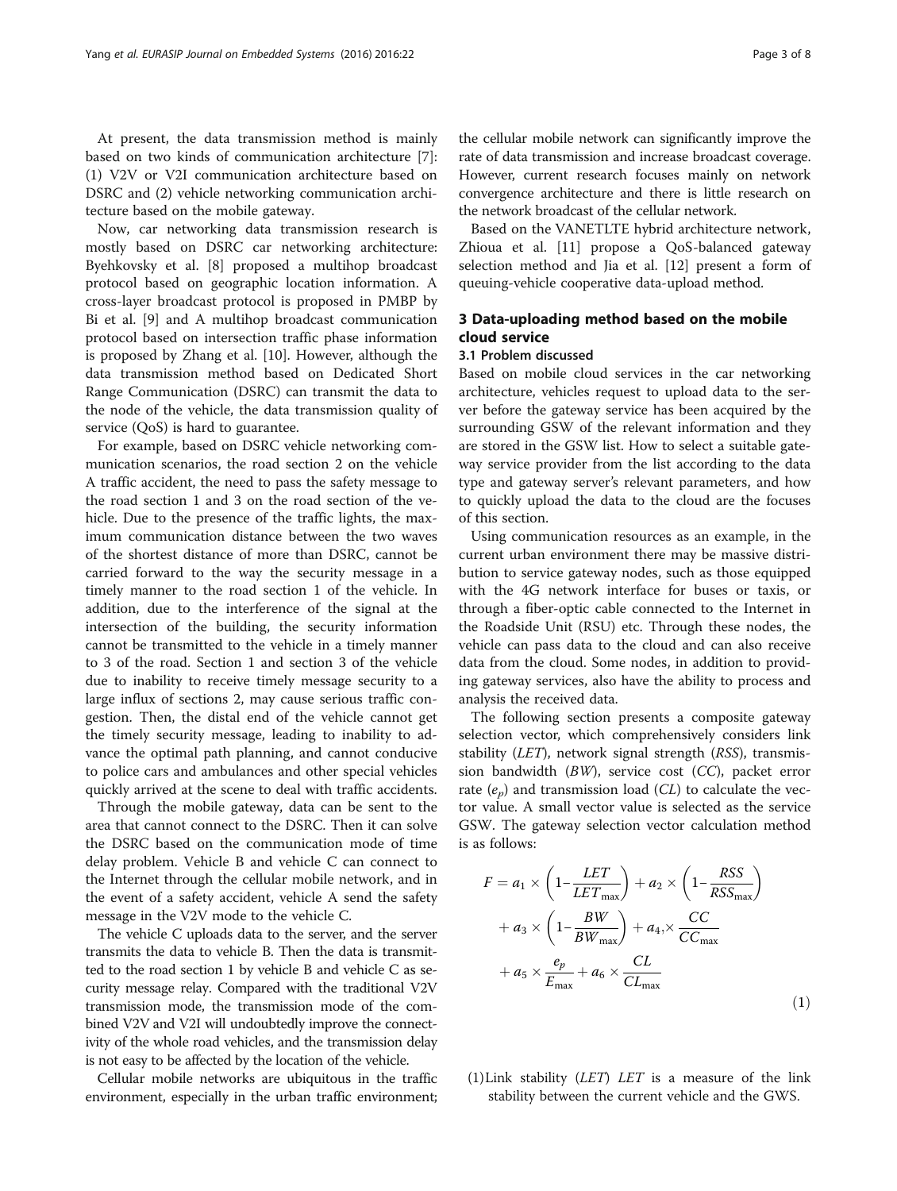At present, the data transmission method is mainly based on two kinds of communication architecture [7]: (1) V2V or V2I communication architecture based on DSRC and (2) vehicle networking communication architecture based on the mobile gateway.

Now, car networking data transmission research is mostly based on DSRC car networking architecture: Byehkovsky et al. [8] proposed a multihop broadcast protocol based on geographic location information. A cross-layer broadcast protocol is proposed in PMBP by Bi et al. [9] and A multihop broadcast communication protocol based on intersection traffic phase information is proposed by Zhang et al. [10]. However, although the data transmission method based on Dedicated Short Range Communication (DSRC) can transmit the data to the node of the vehicle, the data transmission quality of service (QoS) is hard to guarantee.

For example, based on DSRC vehicle networking communication scenarios, the road section 2 on the vehicle A traffic accident, the need to pass the safety message to the road section 1 and 3 on the road section of the vehicle. Due to the presence of the traffic lights, the maximum communication distance between the two waves of the shortest distance of more than DSRC, cannot be carried forward to the way the security message in a timely manner to the road section 1 of the vehicle. In addition, due to the interference of the signal at the intersection of the building, the security information cannot be transmitted to the vehicle in a timely manner to 3 of the road. Section 1 and section 3 of the vehicle due to inability to receive timely message security to a large influx of sections 2, may cause serious traffic congestion. Then, the distal end of the vehicle cannot get the timely security message, leading to inability to advance the optimal path planning, and cannot conducive to police cars and ambulances and other special vehicles quickly arrived at the scene to deal with traffic accidents.

Through the mobile gateway, data can be sent to the area that cannot connect to the DSRC. Then it can solve the DSRC based on the communication mode of time delay problem. Vehicle B and vehicle C can connect to the Internet through the cellular mobile network, and in the event of a safety accident, vehicle A send the safety message in the V2V mode to the vehicle C.

The vehicle C uploads data to the server, and the server transmits the data to vehicle B. Then the data is transmitted to the road section 1 by vehicle B and vehicle C as security message relay. Compared with the traditional V2V transmission mode, the transmission mode of the combined V2V and V2I will undoubtedly improve the connectivity of the whole road vehicles, and the transmission delay is not easy to be affected by the location of the vehicle.

Cellular mobile networks are ubiquitous in the traffic environment, especially in the urban traffic environment; the cellular mobile network can significantly improve the rate of data transmission and increase broadcast coverage. However, current research focuses mainly on network convergence architecture and there is little research on the network broadcast of the cellular network.

Based on the VANETLTE hybrid architecture network, Zhioua et al. [11] propose a QoS-balanced gateway selection method and Jia et al. [12] present a form of queuing-vehicle cooperative data-upload method.

## 3 Data-uploading method based on the mobile cloud service

### 3.1 Problem discussed

Based on mobile cloud services in the car networking architecture, vehicles request to upload data to the server before the gateway service has been acquired by the surrounding GSW of the relevant information and they are stored in the GSW list. How to select a suitable gateway service provider from the list according to the data type and gateway server's relevant parameters, and how to quickly upload the data to the cloud are the focuses of this section.

Using communication resources as an example, in the current urban environment there may be massive distribution to service gateway nodes, such as those equipped with the 4G network interface for buses or taxis, or through a fiber-optic cable connected to the Internet in the Roadside Unit (RSU) etc. Through these nodes, the vehicle can pass data to the cloud and can also receive data from the cloud. Some nodes, in addition to providing gateway services, also have the ability to process and analysis the received data.

The following section presents a composite gateway selection vector, which comprehensively considers link stability (*LET*), network signal strength (*RSS*), transmission bandwidth (*BW*), service cost (*CC*), packet error rate ($e_p$) and transmission load (*CL*) to calculate the vector value. A small vector value is selected as the service GSW. The gateway selection vector calculation method is as follows:

$$
\begin{aligned}
F = a_1 \times \left(1 - \frac{LET}{LET_{\max}}\right) + a_2 \times \left(1 - \frac{RSS}{RSS_{\max}}\right) \\
+ a_3 \times \left(1 - \frac{BW}{BW_{\max}}\right) + a_4, \times \frac{CC}{CC_{\max}} \\
+ a_5 \times \frac{e_p}{E_{\max}} + a_6 \times \frac{CL}{CL_{\max}}
\end{aligned}
\tag{1}
$$

(1) Link stability (*LET*) *LET* is a measure of the link stability between the current vehicle and the GWS.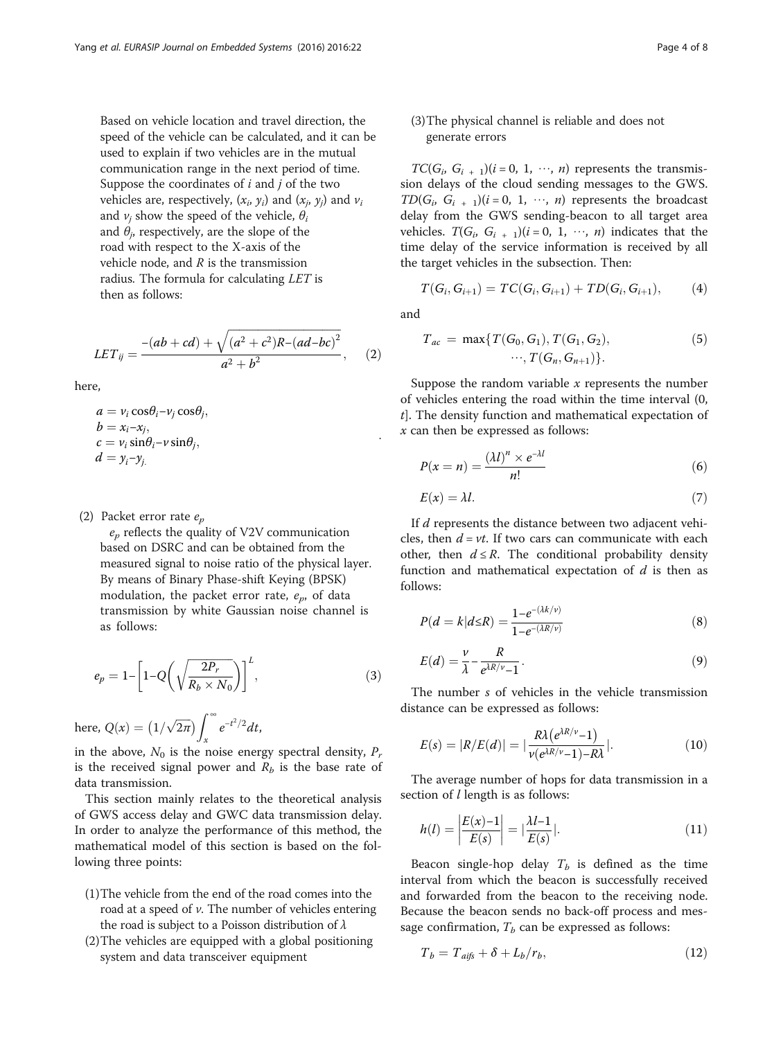Based on vehicle location and travel direction, the speed of the vehicle can be calculated, and it can be used to explain if two vehicles are in the mutual communication range in the next period of time. Suppose the coordinates of $i$ and $j$ of the two vehicles are, respectively, $(x_i, y_i)$ and $(x_j, y_j)$ and $v_i$ and $v_j$ show the speed of the vehicle, $\theta_i$ and $\theta_j$, respectively, are the slope of the road with respect to the X-axis of the vehicle node, and $R$ is the transmission radius. The formula for calculating $LET$ is then as follows:

$$LET_{ij} = \frac{-(ab+cd)+\sqrt{(a^2+c^2)R-(ad-bc)^2}}{a^2+b^2}, \quad (2)$$

here,

$$a = v_i \cos\theta_i - v_j \cos\theta_j,$$
$$b = x_i - x_j,$$
$$c = v_i \sin\theta_i - v \sin\theta_j,$$
$$d = y_i - y_j.$$

(2) Packet error rate $e_p$

$e_p$ reflects the quality of V2V communication based on DSRC and can be obtained from the measured signal to noise ratio of the physical layer. By means of Binary Phase-shift Keying (BPSK) modulation, the packet error rate, $e_p$, of data transmission by white Gaussian noise channel is as follows:

$$e_p = 1-\left[1-Q\left(\sqrt{\frac{2P_r}{R_b \times N_0}}\right)\right]^L, \quad (3)$$

here, $Q(x) = \left(1/\sqrt{2\pi}\right)\int_x^{\infty} e^{-t^2/2}dt$,

in the above, $N_0$ is the noise energy spectral density, $P_r$ is the received signal power and $R_b$ is the base rate of data transmission.

This section mainly relates to the theoretical analysis of GWS access delay and GWC data transmission delay. In order to analyze the performance of this method, the mathematical model of this section is based on the following three points:

(1) The vehicle from the end of the road comes into the road at a speed of $v$. The number of vehicles entering the road is subject to a Poisson distribution of $\lambda$

(2) The vehicles are equipped with a global positioning system and data transceiver equipment

(3) The physical channel is reliable and does not generate errors

$TC(G_i, G_{i+1})(i = 0, 1, \cdots, n)$ represents the transmission delays of the cloud sending messages to the GWS. $TD(G_i, G_{i+1})(i = 0, 1, \cdots, n)$ represents the broadcast delay from the GWS sending-beacon to all target area vehicles. $T(G_i, G_{i+1})(i = 0, 1, \cdots, n)$ indicates that the time delay of the service information is received by all the target vehicles in the subsection. Then:

$$T(G_i, G_{i+1}) = TC(G_i, G_{i+1}) + TD(G_i, G_{i+1}), \quad (4)$$

and

$$T_{ac} = \max\{T(G_0, G_1), T(G_1, G_2), \cdots, T(G_n, G_{n+1})\}. \quad (5)$$

Suppose the random variable $x$ represents the number of vehicles entering the road within the time interval (0, $t$]. The density function and mathematical expectation of $x$ can then be expressed as follows:

$$P(x = n) = \frac{(\lambda l)^n \times e^{-\lambda l}}{n!} \quad (6)$$

$$E(x) = \lambda l. \quad (7)$$

If $d$ represents the distance between two adjacent vehicles, then $d = vt$. If two cars can communicate with each other, then $d \leq R$. The conditional probability density function and mathematical expectation of $d$ is then as follows:

$$P(d = k|d \leq R) = \frac{1-e^{-(\lambda k/v)}}{1-e^{-(\lambda R/v)}} \quad (8)$$

$$E(d) = \frac{v}{\lambda} - \frac{R}{e^{\lambda R/v}-1}. \quad (9)$$

The number $s$ of vehicles in the vehicle transmission distance can be expressed as follows:

$$E(s) = |R/E(d)| = \left|\frac{R\lambda\left(e^{\lambda R/v}-1\right)}{v\left(e^{\lambda R/v}-1\right)-R\lambda}\right|. \quad (10)$$

The average number of hops for data transmission in a section of $l$ length is as follows:

$$h(l) = \left|\frac{E(x)-1}{E(s)}\right| = \left|\frac{\lambda l-1}{E(s)}\right|. \quad (11)$$

Beacon single-hop delay $T_b$ is defined as the time interval from which the beacon is successfully received and forwarded from the beacon to the receiving node. Because the beacon sends no back-off process and message confirmation, $T_b$ can be expressed as follows:

$$T_b = T_{aifs} + \delta + L_b/r_b, \quad (12)$$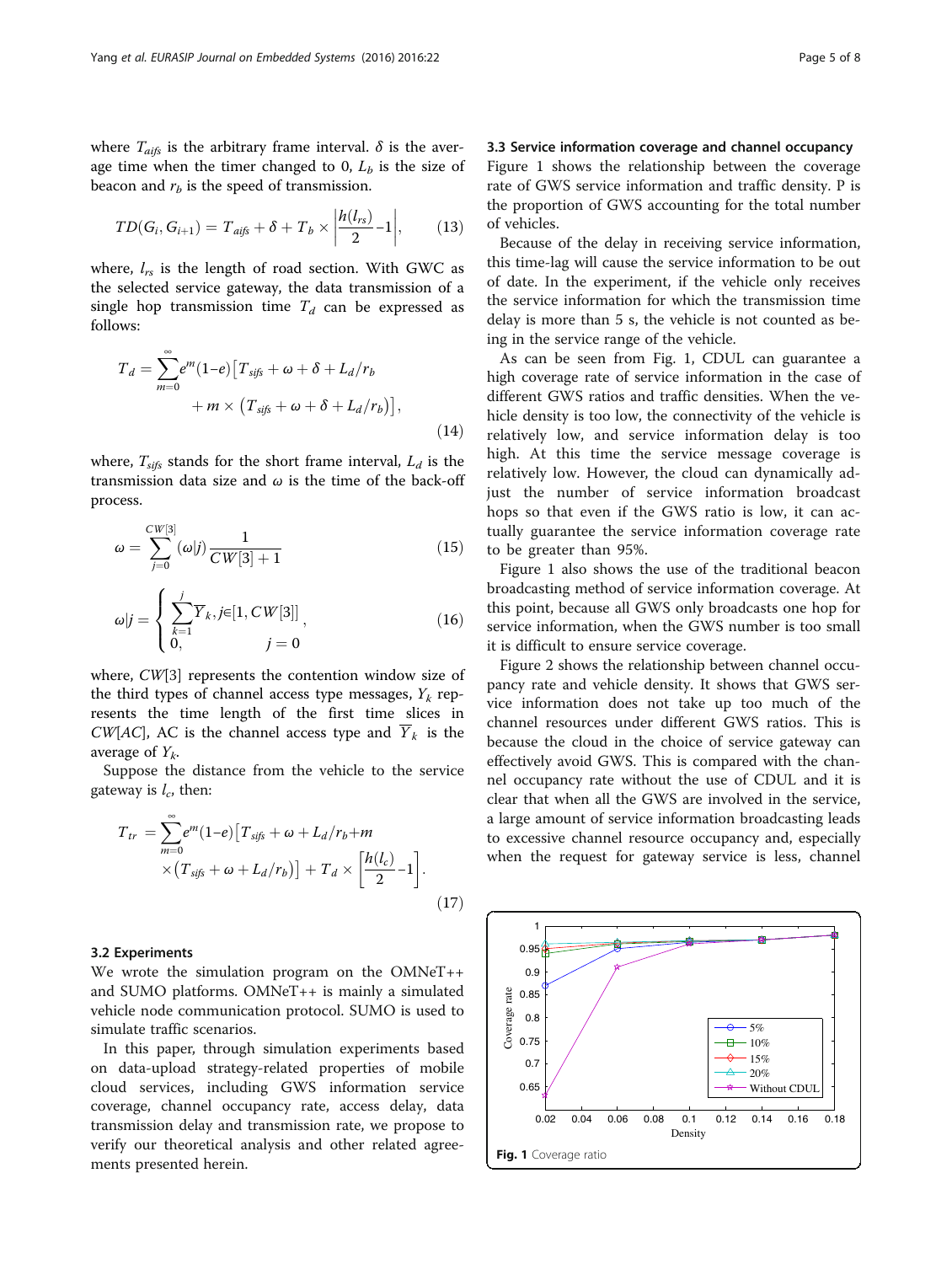where $T_{aifs}$ is the arbitrary frame interval. $\delta$ is the average time when the timer changed to 0, $L_b$ is the size of beacon and $r_b$ is the speed of transmission.

$$TD(G_i, G_{i+1}) = T_{aifs} + \delta + T_b \times \left| \frac{h(l_{rs})}{2} - 1 \right|, \tag{13}$$

where, $l_{rs}$ is the length of road section. With GWC as the selected service gateway, the data transmission of a single hop transmission time $T_d$ can be expressed as follows:

$$T_d = \sum_{m=0}^{\infty} e^m (1-e) \left[ T_{sifs} + \omega + \delta + L_d/r_b + m \times \left( T_{sifs} + \omega + \delta + L_d/r_b \right) \right], \tag{14}$$

where, $T_{sifs}$ stands for the short frame interval, $L_d$ is the transmission data size and $\omega$ is the time of the back-off process.

$$\omega = \sum_{j=0}^{CW[3]} (\omega|j) \frac{1}{CW[3]+1} \tag{15}$$

$$\omega|j = \begin{cases} \sum_{k=1}^{j} \overline{Y}_k, j \in [1, CW[3]] \\ 0, \quad\quad\quad\quad j = 0 \end{cases}, \tag{16}$$

where, $CW[3]$ represents the contention window size of the third types of channel access type messages, $Y_k$ represents the time length of the first time slices in $CW[AC]$, AC is the channel access type and $\overline{Y}_k$ is the average of $Y_k$.

Suppose the distance from the vehicle to the service gateway is $l_c$, then:

$$T_{tr} = \sum_{m=0}^{\infty} e^m (1-e) \left[ T_{sifs} + \omega + L_d/r_b + m \times \left( T_{sifs} + \omega + L_d/r_b \right) \right] + T_d \times \left[ \frac{h(l_c)}{2} - 1 \right]. \tag{17}$$

### 3.2 Experiments

We wrote the simulation program on the OMNeT++ and SUMO platforms. OMNeT++ is mainly a simulated vehicle node communication protocol. SUMO is used to simulate traffic scenarios.

In this paper, through simulation experiments based on data-upload strategy-related properties of mobile cloud services, including GWS information service coverage, channel occupancy rate, access delay, data transmission delay and transmission rate, we propose to verify our theoretical analysis and other related agreements presented herein.

### 3.3 Service information coverage and channel occupancy

Figure 1 shows the relationship between the coverage rate of GWS service information and traffic density. P is the proportion of GWS accounting for the total number of vehicles.

Because of the delay in receiving service information, this time-lag will cause the service information to be out of date. In the experiment, if the vehicle only receives the service information for which the transmission time delay is more than 5 s, the vehicle is not counted as being in the service range of the vehicle.

As can be seen from Fig. 1, CDUL can guarantee a high coverage rate of service information in the case of different GWS ratios and traffic densities. When the vehicle density is too low, the connectivity of the vehicle is relatively low, and service information delay is too high. At this time the service message coverage is relatively low. However, the cloud can dynamically adjust the number of service information broadcast hops so that even if the GWS ratio is low, it can actually guarantee the service information coverage rate to be greater than 95%.

Figure 1 also shows the use of the traditional beacon broadcasting method of service information coverage. At this point, because all GWS only broadcasts one hop for service information, when the GWS number is too small it is difficult to ensure service coverage.

Figure 2 shows the relationship between channel occupancy rate and vehicle density. It shows that GWS service information does not take up too much of the channel resources under different GWS ratios. This is because the cloud in the choice of service gateway can effectively avoid GWS. This is compared with the channel occupancy rate without the use of CDUL and it is clear that when all the GWS are involved in the service, a large amount of service information broadcasting leads to excessive channel resource occupancy and, especially when the request for gateway service is less, channel

**Fig. 1** Coverage ratio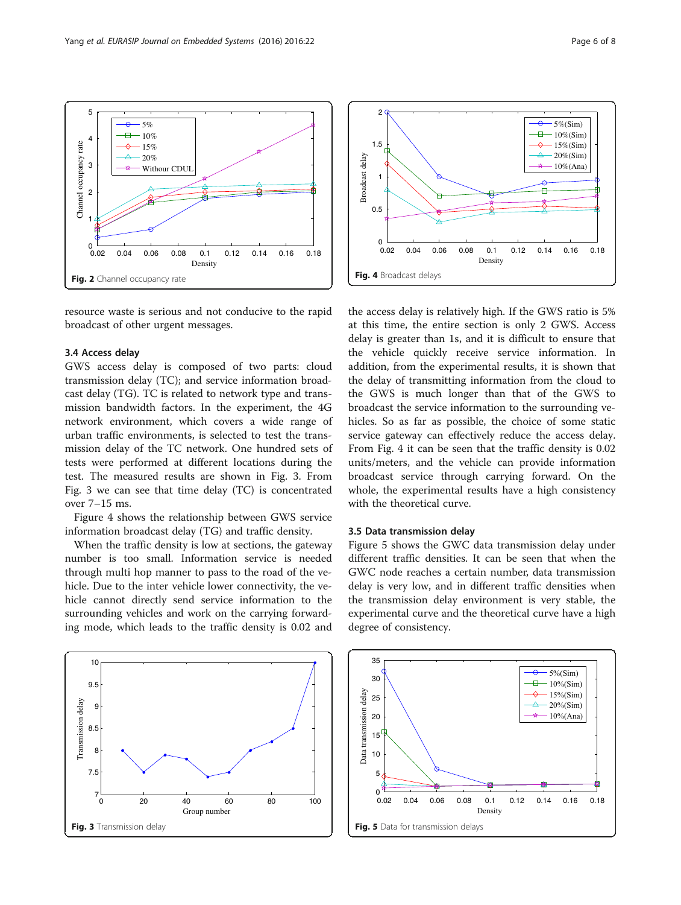Fig. 2 Channel occupancy rate

Fig. 4 Broadcast delays

resource waste is serious and not conducive to the rapid broadcast of other urgent messages.

### 3.4 Access delay

GWS access delay is composed of two parts: cloud transmission delay (TC); and service information broadcast delay (TG). TC is related to network type and transmission bandwidth factors. In the experiment, the 4G network environment, which covers a wide range of urban traffic environments, is selected to test the transmission delay of the TC network. One hundred sets of tests were performed at different locations during the test. The measured results are shown in Fig. 3. From Fig. 3 we can see that time delay (TC) is concentrated over 7–15 ms.

Figure 4 shows the relationship between GWS service information broadcast delay (TG) and traffic density.

When the traffic density is low at sections, the gateway number is too small. Information service is needed through multi hop manner to pass to the road of the vehicle. Due to the inter vehicle lower connectivity, the vehicle cannot directly send service information to the surrounding vehicles and work on the carrying forwarding mode, which leads to the traffic density is 0.02 and the access delay is relatively high. If the GWS ratio is 5% at this time, the entire section is only 2 GWS. Access delay is greater than 1s, and it is difficult to ensure that the vehicle quickly receive service information. In addition, from the experimental results, it is shown that the delay of transmitting information from the cloud to the GWS is much longer than that of the GWS to broadcast the service information to the surrounding vehicles. So as far as possible, the choice of some static service gateway can effectively reduce the access delay. From Fig. 4 it can be seen that the traffic density is 0.02 units/meters, and the vehicle can provide information broadcast service through carrying forward. On the whole, the experimental results have a high consistency with the theoretical curve.

### 3.5 Data transmission delay

Figure 5 shows the GWC data transmission delay under different traffic densities. It can be seen that when the GWC node reaches a certain number, data transmission delay is very low, and in different traffic densities when the transmission delay environment is very stable, the experimental curve and the theoretical curve have a high degree of consistency.

Fig. 3 Transmission delay

Fig. 5 Data for transmission delays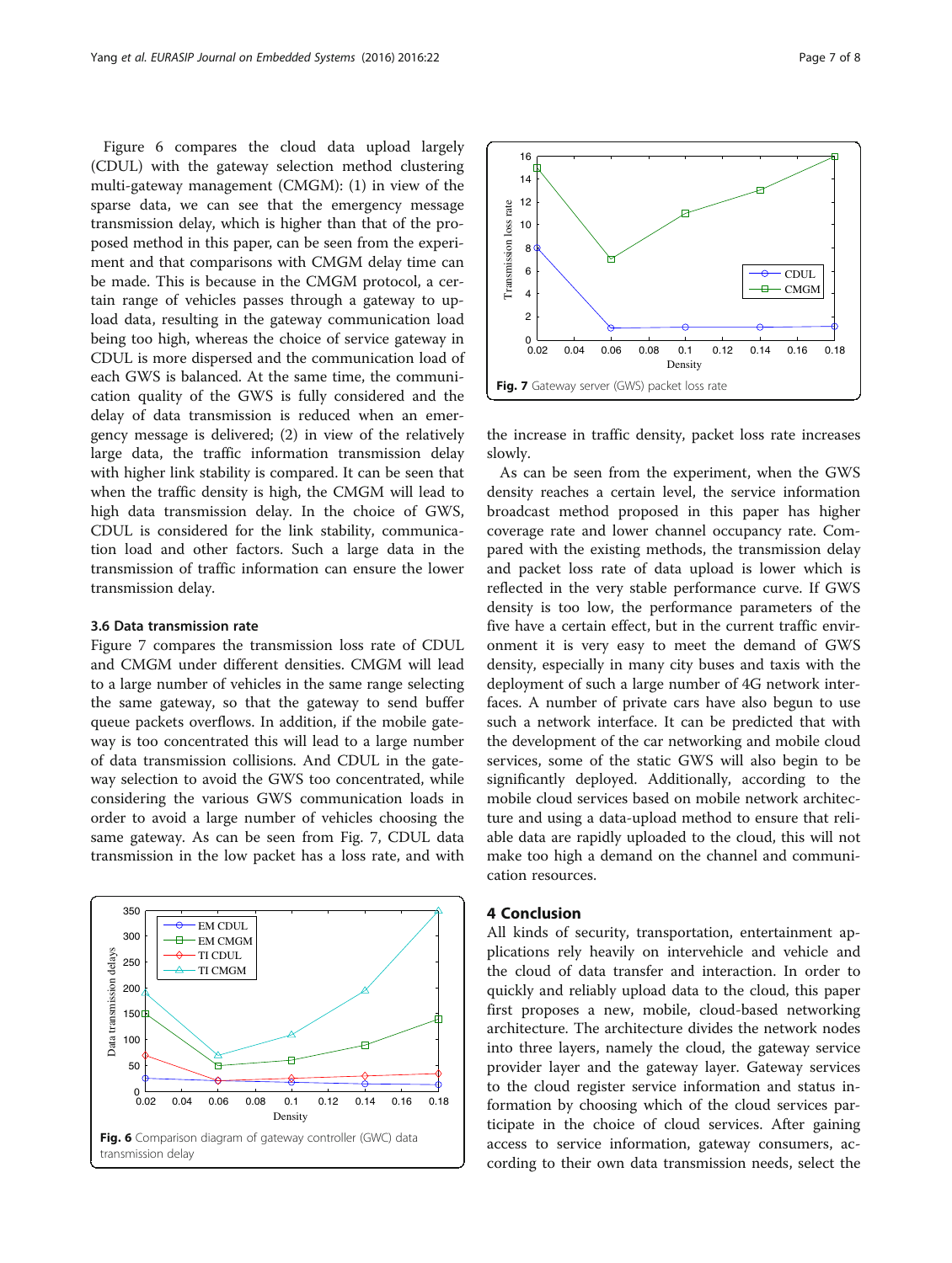Figure 6 compares the cloud data upload largely (CDUL) with the gateway selection method clustering multi-gateway management (CMGM): (1) in view of the sparse data, we can see that the emergency message transmission delay, which is higher than that of the proposed method in this paper, can be seen from the experiment and that comparisons with CMGM delay time can be made. This is because in the CMGM protocol, a certain range of vehicles passes through a gateway to upload data, resulting in the gateway communication load being too high, whereas the choice of service gateway in CDUL is more dispersed and the communication load of each GWS is balanced. At the same time, the communication quality of the GWS is fully considered and the delay of data transmission is reduced when an emergency message is delivered; (2) in view of the relatively large data, the traffic information transmission delay with higher link stability is compared. It can be seen that when the traffic density is high, the CMGM will lead to high data transmission delay. In the choice of GWS, CDUL is considered for the link stability, communication load and other factors. Such a large data in the transmission of traffic information can ensure the lower transmission delay.

### 3.6 Data transmission rate

Figure 7 compares the transmission loss rate of CDUL and CMGM under different densities. CMGM will lead to a large number of vehicles in the same range selecting the same gateway, so that the gateway to send buffer queue packets overflows. In addition, if the mobile gateway is too concentrated this will lead to a large number of data transmission collisions. And CDUL in the gateway selection to avoid the GWS too concentrated, while considering the various GWS communication loads in order to avoid a large number of vehicles choosing the same gateway. As can be seen from Fig. 7, CDUL data transmission in the low packet has a loss rate, and with the increase in traffic density, packet loss rate increases slowly.

**Fig. 6** Comparison diagram of gateway controller (GWC) data transmission delay

**Fig. 7** Gateway server (GWS) packet loss rate

As can be seen from the experiment, when the GWS density reaches a certain level, the service information broadcast method proposed in this paper has higher coverage rate and lower channel occupancy rate. Compared with the existing methods, the transmission delay and packet loss rate of data upload is lower which is reflected in the very stable performance curve. If GWS density is too low, the performance parameters of the five have a certain effect, but in the current traffic environment it is very easy to meet the demand of GWS density, especially in many city buses and taxis with the deployment of such a large number of 4G network interfaces. A number of private cars have also begun to use such a network interface. It can be predicted that with the development of the car networking and mobile cloud services, some of the static GWS will also begin to be significantly deployed. Additionally, according to the mobile cloud services based on mobile network architecture and using a data-upload method to ensure that reliable data are rapidly uploaded to the cloud, this will not make too high a demand on the channel and communication resources.

## 4 Conclusion

All kinds of security, transportation, entertainment applications rely heavily on intervehicle and vehicle and the cloud of data transfer and interaction. In order to quickly and reliably upload data to the cloud, this paper first proposes a new, mobile, cloud-based networking architecture. The architecture divides the network nodes into three layers, namely the cloud, the gateway service provider layer and the gateway layer. Gateway services to the cloud register service information and status information by choosing which of the cloud services participate in the choice of cloud services. After gaining access to service information, gateway consumers, according to their own data transmission needs, select the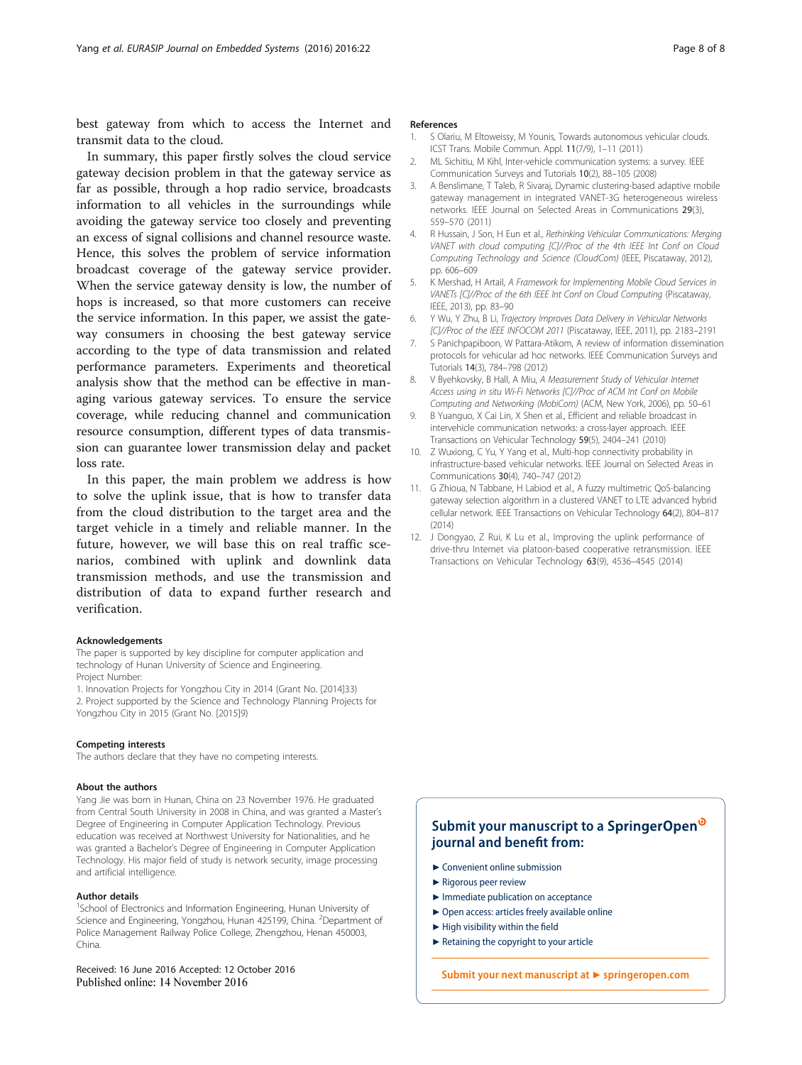best gateway from which to access the Internet and transmit data to the cloud.

In summary, this paper firstly solves the cloud service gateway decision problem in that the gateway service as far as possible, through a hop radio service, broadcasts information to all vehicles in the surroundings while avoiding the gateway service too closely and preventing an excess of signal collisions and channel resource waste. Hence, this solves the problem of service information broadcast coverage of the gateway service provider. When the service gateway density is low, the number of hops is increased, so that more customers can receive the service information. In this paper, we assist the gateway consumers in choosing the best gateway service according to the type of data transmission and related performance parameters. Experiments and theoretical analysis show that the method can be effective in managing various gateway services. To ensure the service coverage, while reducing channel and communication resource consumption, different types of data transmission can guarantee lower transmission delay and packet loss rate.

In this paper, the main problem we address is how to solve the uplink issue, that is how to transfer data from the cloud distribution to the target area and the target vehicle in a timely and reliable manner. In the future, however, we will base this on real traffic scenarios, combined with uplink and downlink data transmission methods, and use the transmission and distribution of data to expand further research and verification.

#### Acknowledgements

The paper is supported by key discipline for computer application and technology of Hunan University of Science and Engineering.
Project Number:
1. Innovation Projects for Yongzhou City in 2014 (Grant No. [2014]33)
2. Project supported by the Science and Technology Planning Projects for Yongzhou City in 2015 (Grant No. [2015]9)

#### Competing interests

The authors declare that they have no competing interests.

#### About the authors

Yang Jie was born in Hunan, China on 23 November 1976. He graduated from Central South University in 2008 in China, and was granted a Master's Degree of Engineering in Computer Application Technology. Previous education was received at Northwest University for Nationalities, and he was granted a Bachelor's Degree of Engineering in Computer Application Technology. His major field of study is network security, image processing and artificial intelligence.

#### Author details

[1]School of Electronics and Information Engineering, Hunan University of Science and Engineering, Yongzhou, Hunan 425199, China. [2]Department of Police Management Railway Police College, Zhengzhou, Henan 450003, China.

Received: 16 June 2016 Accepted: 12 October 2016
Published online: 14 November 2016

#### References

1. S Olariu, M Eltoweissy, M Younis, Towards autonomous vehicular clouds. ICST Trans. Mobile Commun. Appl. **11**(7/9), 1–11 (2011)
2. ML Sichitiu, M Kihl, Inter-vehicle communication systems: a survey. IEEE Communication Surveys and Tutorials **10**(2), 88–105 (2008)
3. A Benslimane, T Taleb, R Sivaraj, Dynamic clustering-based adaptive mobile gateway management in integrated VANET-3G heterogeneous wireless networks. IEEE Journal on Selected Areas in Communications **29**(3), 559–570 (2011)
4. R Hussain, J Son, H Eun et al., *Rethinking Vehicular Communications: Merging VANET with cloud computing [C]//Proc of the 4th IEEE Int Conf on Cloud Computing Technology and Science (CloudCom)* (IEEE, Piscataway, 2012), pp. 606–609
5. K Mershad, H Artail, *A Framework for Implementing Mobile Cloud Services in VANETs [C]//Proc of the 6th IEEE Int Conf on Cloud Computing* (Piscataway, IEEE, 2013), pp. 83–90
6. Y Wu, Y Zhu, B Li, *Trajectory Improves Data Delivery in Vehicular Networks [C]//Proc of the IEEE INFOCOM 2011* (Piscataway, IEEE, 2011), pp. 2183–2191
7. S Panichpapiboon, W Pattara-Atikom, A review of information dissemination protocols for vehicular ad hoc networks. IEEE Communication Surveys and Tutorials **14**(3), 784–798 (2012)
8. V Byehkovsky, B Hall, A Miu, *A Measurement Study of Vehicular Internet Access using in situ Wi-Fi Networks [C]//Proc of ACM Int Conf on Mobile Computing and Networking (MobiCom)* (ACM, New York, 2006), pp. 50–61
9. B Yuanguo, X Cai Lin, X Shen et al., Efficient and reliable broadcast in intervehicle communication networks: a cross-layer approach. IEEE Transactions on Vehicular Technology **59**(5), 2404–241 (2010)
10. Z Wuxiong, C Yu, Y Yang et al., Multi-hop connectivity probability in infrastructure-based vehicular networks. IEEE Journal on Selected Areas in Communications **30**(4), 740–747 (2012)
11. G Zhioua, N Tabbane, H Labiod et al., A fuzzy multimetric QoS-balancing gateway selection algorithm in a clustered VANET to LTE advanced hybrid cellular network. IEEE Transactions on Vehicular Technology **64**(2), 804–817 (2014)
12. J Dongyao, Z Rui, K Lu et al., Improving the uplink performance of drive-thru Internet via platoon-based cooperative retransmission. IEEE Transactions on Vehicular Technology **63**(9), 4536–4545 (2014)

**Submit your manuscript to a SpringerOpen journal and benefit from:**

- ► Convenient online submission
- ► Rigorous peer review
- ► Immediate publication on acceptance
- ► Open access: articles freely available online
- ► High visibility within the field
- ► Retaining the copyright to your article

**Submit your next manuscript at ► springeropen.com**